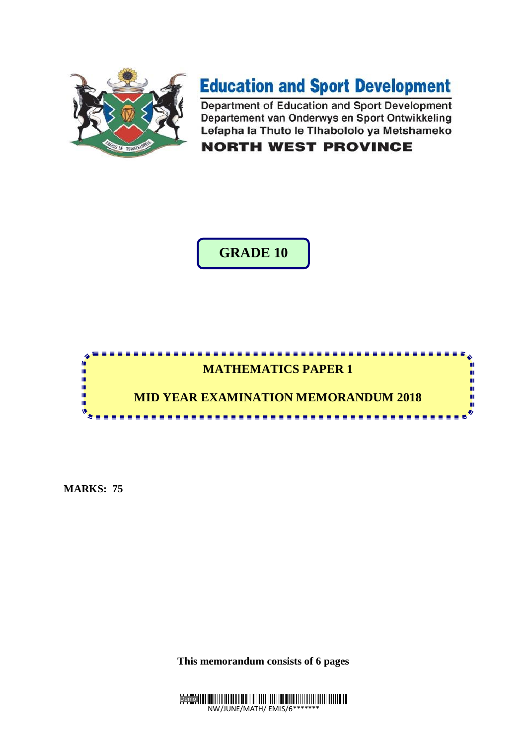**Education and Sport Development**

Department of Education and Sport Development
Departement van Onderwys en Sport Ontwikkeling
Lefapha la Thuto le Tlhabololo ya Metshameko

**NORTH WEST PROVINCE**

# GRADE 10

## MATHEMATICS PAPER 1

## MID YEAR EXAMINATION MEMORANDUM 2018

**MARKS: 75**

**This memorandum consists of 6 pages**

NW/JUNE/MATH/ EMIS/6*******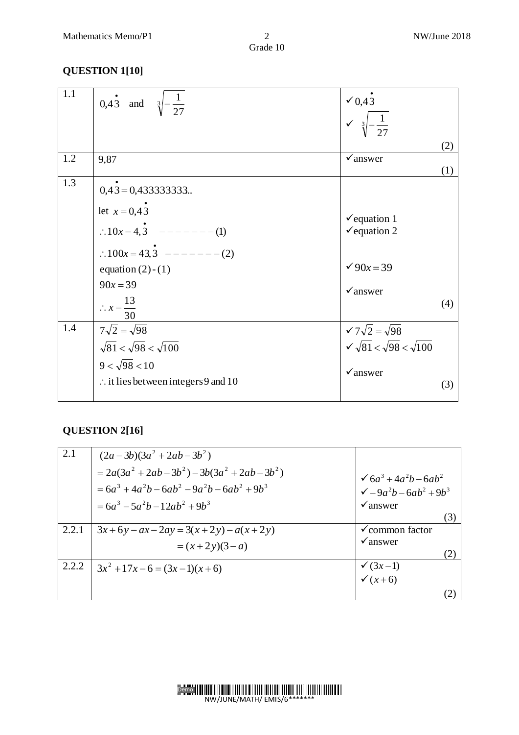## QUESTION 1[10]

| | | |
|---|---|---|
| 1.1 | $0,4\dot{3}$ and $\sqrt[3]{-\frac{1}{27}}$ | ✓ $0,4\dot{3}$<br>✓ $\sqrt[3]{-\frac{1}{27}}$<br>(2) |
| 1.2 | 9,87 | ✓answer<br>(1) |
| 1.3 | $0,4\dot{3} = 0,433333333..$<br>let $x = 0,4\dot{3}$<br>$\therefore 10x = 4,\dot{3}$ ------- (1)<br>$\therefore 100x = 43,\dot{3}$ ------- (2)<br>equation (2) - (1)<br>$90x = 39$<br>$\therefore x = \frac{13}{30}$ | ✓equation 1<br>✓equation 2<br>✓ $90x = 39$<br>✓answer<br>(4) |
| 1.4 | $7\sqrt{2} = \sqrt{98}$<br>$\sqrt{81} < \sqrt{98} < \sqrt{100}$<br>$9 < \sqrt{98} < 10$<br>$\therefore$ it lies between integers 9 and 10 | ✓ $7\sqrt{2} = \sqrt{98}$<br>✓ $\sqrt{81} < \sqrt{98} < \sqrt{100}$<br>✓answer<br>(3) |

## QUESTION 2[16]

| | | |
|---|---|---|
| 2.1 | $(2a-3b)(3a^2+2ab-3b^2)$<br>$= 2a(3a^2+2ab-3b^2) - 3b(3a^2+2ab-3b^2)$<br>$= 6a^3+4a^2b-6ab^2-9a^2b-6ab^2+9b^3$<br>$= 6a^3-5a^2b-12ab^2+9b^3$ | ✓ $6a^3+4a^2b-6ab^2$<br>✓ $-9a^2b-6ab^2+9b^3$<br>✓answer<br>(3) |
| 2.2.1 | $3x+6y-ax-2ay = 3(x+2y)-a(x+2y)$<br>$= (x+2y)(3-a)$ | ✓common factor<br>✓answer<br>(2) |
| 2.2.2 | $3x^2+17x-6 = (3x-1)(x+6)$ | ✓ $(3x-1)$<br>✓ $(x+6)$<br>(2) |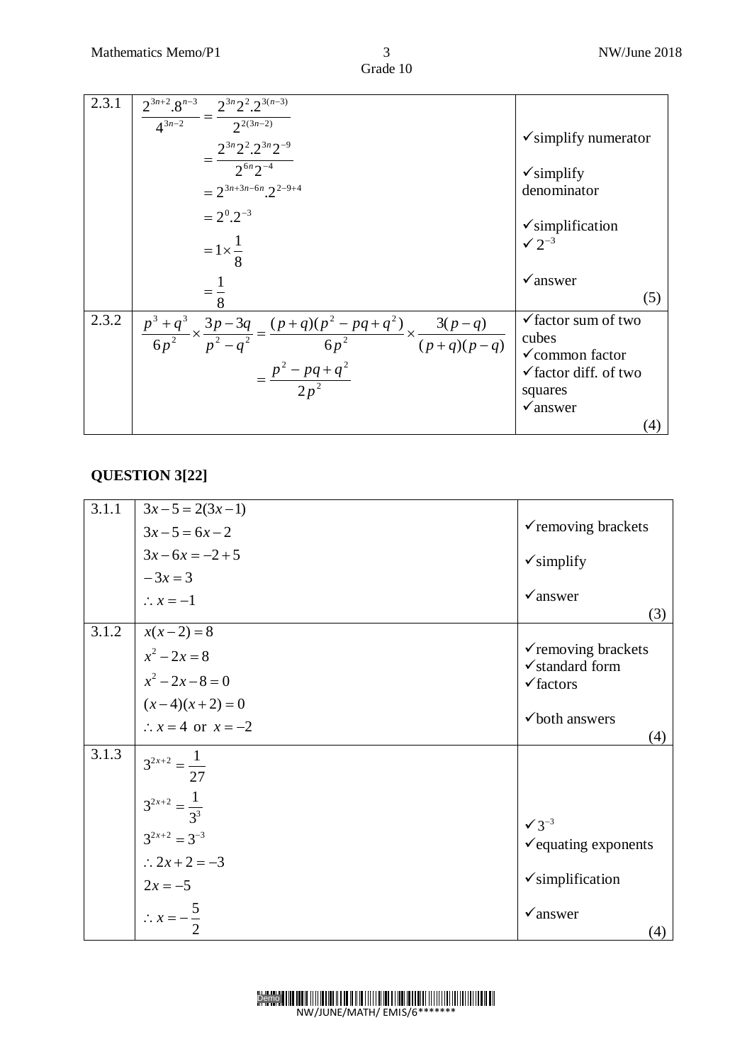| | | |
|---|---|---|
| 2.3.1 | $\frac{2^{3n+2}.8^{n-3}}{4^{3n-2}} = \frac{2^{3n}2^2.2^{3(n-3)}}{2^{2(3n-2)}}$<br>$= \frac{2^{3n}2^2.2^{3n}2^{-9}}{2^{6n}2^{-4}}$<br>$= 2^{3n+3n-6n}.2^{2-9+4}$<br>$= 2^0.2^{-3}$<br>$= 1 \times \frac{1}{8}$<br>$= \frac{1}{8}$ | ✓simplify numerator<br>✓simplify denominator<br>✓simplification<br>✓ $2^{-3}$<br>✓answer<br>(5) |
| 2.3.2 | $\frac{p^3+q^3}{6p^2} \times \frac{3p-3q}{p^2-q^2} = \frac{(p+q)(p^2-pq+q^2)}{6p^2} \times \frac{3(p-q)}{(p+q)(p-q)}$<br>$= \frac{p^2-pq+q^2}{2p^2}$ | ✓factor sum of two cubes<br>✓common factor<br>✓factor diff. of two squares<br>✓answer<br>(4) |

**QUESTION 3[22]**

| | | |
|---|---|---|
| 3.1.1 | $3x-5 = 2(3x-1)$<br>$3x-5 = 6x-2$<br>$3x-6x = -2+5$<br>$-3x = 3$<br>$\therefore x = -1$ | ✓removing brackets<br>✓simplify<br>✓answer<br>(3) |
| 3.1.2 | $x(x-2) = 8$<br>$x^2-2x = 8$<br>$x^2-2x-8 = 0$<br>$(x-4)(x+2) = 0$<br>$\therefore x = 4$ or $x = -2$ | ✓removing brackets<br>✓standard form<br>✓factors<br>✓both answers<br>(4) |
| 3.1.3 | $3^{2x+2} = \frac{1}{27}$<br>$3^{2x+2} = \frac{1}{3^3}$<br>$3^{2x+2} = 3^{-3}$<br>$\therefore 2x+2 = -3$<br>$2x = -5$<br>$\therefore x = -\frac{5}{2}$ | ✓ $3^{-3}$<br>✓equating exponents<br>✓simplification<br>✓answer<br>(4) |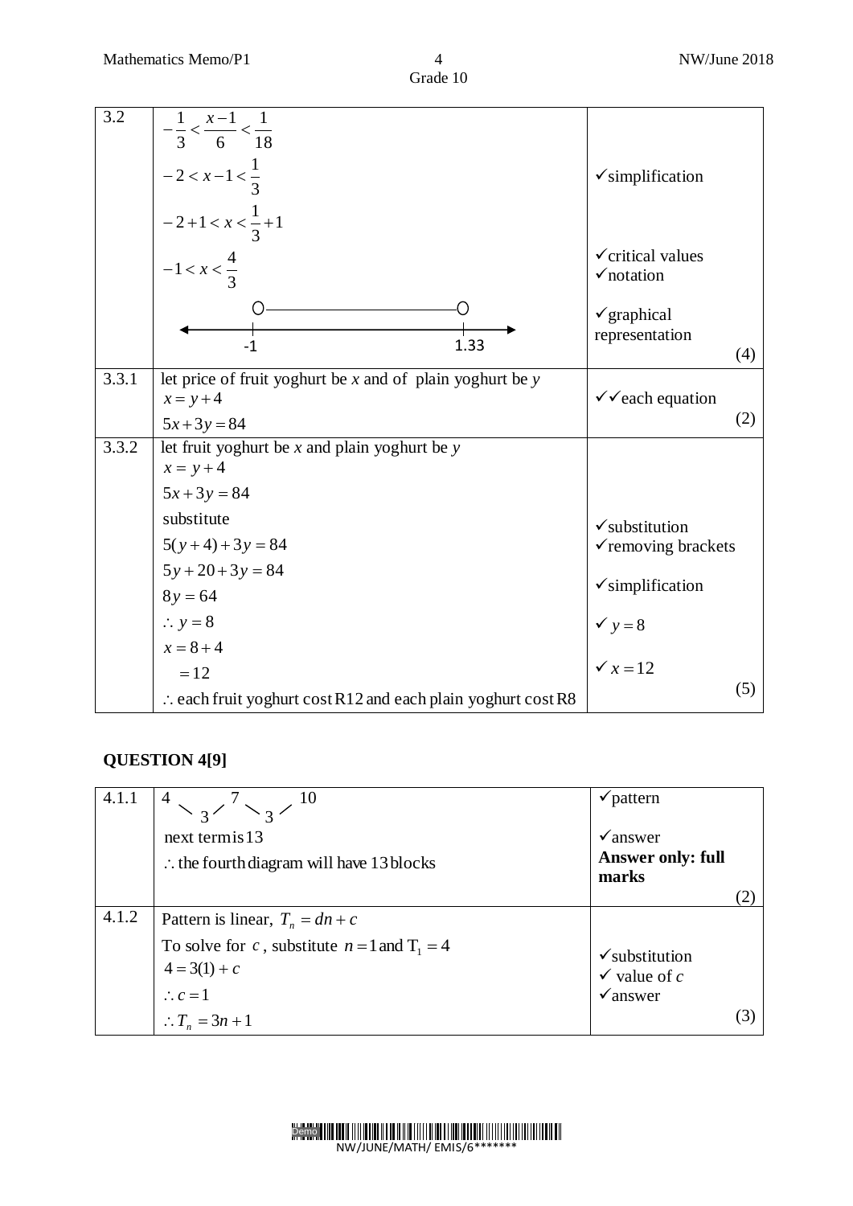| | | |
|---|---|---|
| 3.2 | $-\frac{1}{3} < \frac{x-1}{6} < \frac{1}{18}$<br>$-2 < x-1 < \frac{1}{3}$<br>$-2+1 < x < \frac{1}{3}+1$<br>$-1 < x < \frac{4}{3}$<br>(number line with open circles at -1 and 1.33) | ✓simplification<br><br>✓critical values<br>✓notation<br><br>✓graphical representation<br>(4) |
| 3.3.1 | let price of fruit yoghurt be $x$ and of plain yoghurt be $y$<br>$x = y+4$<br>$5x+3y=84$ | ✓✓each equation<br>(2) |
| 3.3.2 | let fruit yoghurt be $x$ and plain yoghurt be $y$<br>$x = y+4$<br>$5x+3y=84$<br>substitute<br>$5(y+4)+3y=84$<br>$5y+20+3y=84$<br>$8y=64$<br>$\therefore y=8$<br>$x=8+4$<br>$=12$<br>$\therefore$ each fruit yoghurt cost R12 and each plain yoghurt cost R8 | ✓substitution<br>✓removing brackets<br><br>✓simplification<br><br>✓ $y=8$<br><br>✓ $x=12$<br>(5) |

## QUESTION 4[9]

| | | |
|---|---|---|
| 4.1.1 | 4, 7, 10 (differences: 3, 3)<br>next term is 13<br>$\therefore$ the fourth diagram will have 13 blocks | ✓pattern<br><br>✓answer<br>**Answer only: full marks**<br>(2) |
| 4.1.2 | Pattern is linear, $T_n = dn + c$<br>To solve for $c$, substitute $n=1$ and $T_1 = 4$<br>$4 = 3(1) + c$<br>$\therefore c = 1$<br>$\therefore T_n = 3n+1$ | <br><br>✓substitution<br>✓ value of $c$<br>✓answer<br>(3) |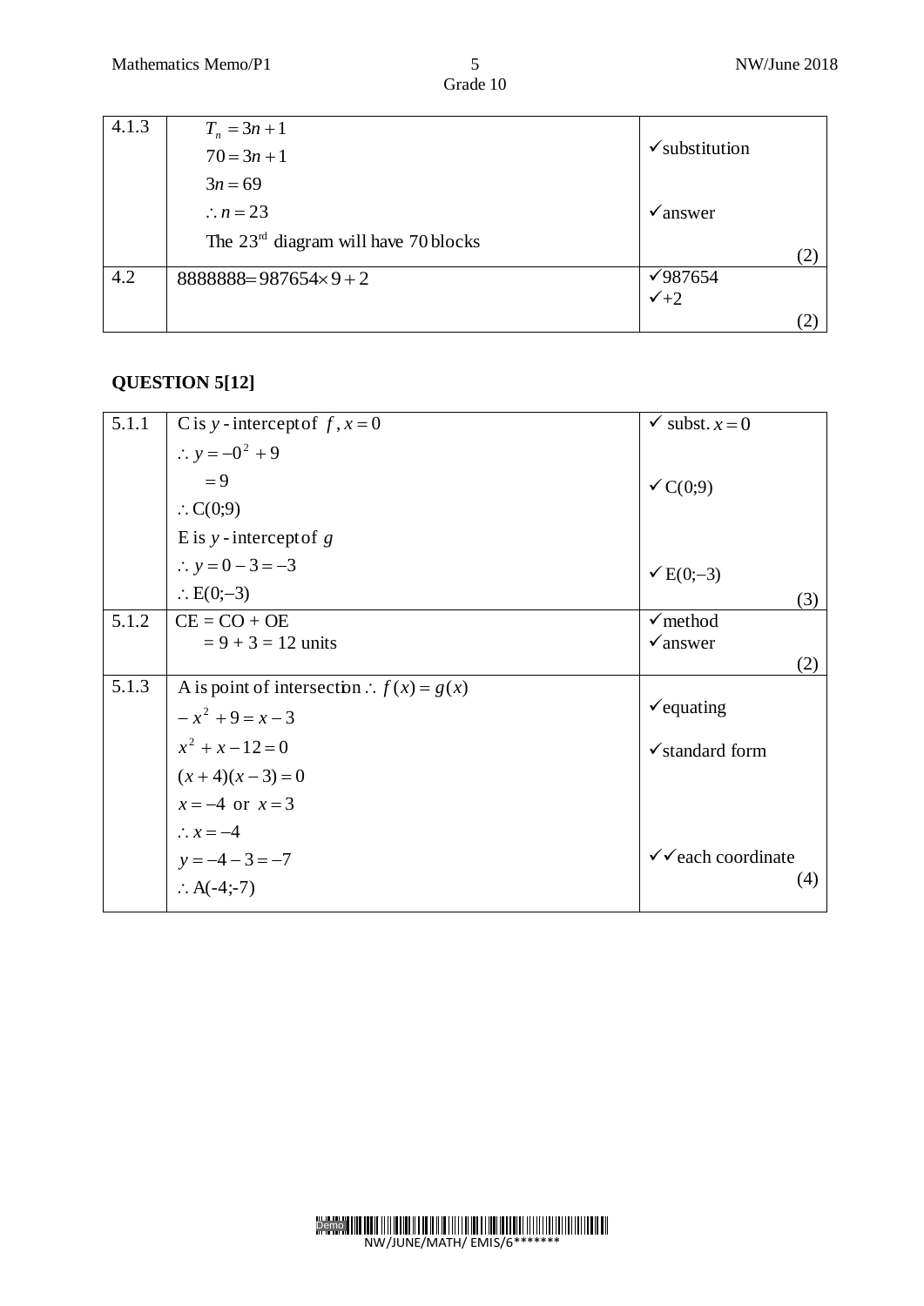| 4.1.3 | $T_n = 3n+1$<br>$70 = 3n+1$<br>$3n = 69$<br>$\therefore n = 23$<br>The $23^{rd}$ diagram will have 70 blocks | ✓substitution<br>✓answer<br>(2) |
|---|---|---|
| 4.2 | $8888888 = 987654 \times 9 + 2$ | ✓987654<br>✓+2<br>(2) |

**QUESTION 5[12]**

| 5.1.1 | C is $y$ - intercept of $f$, $x = 0$<br>$\therefore y = -0^2 + 9$<br>$= 9$<br>$\therefore$ C(0;9)<br>E is $y$ - intercept of $g$<br>$\therefore y = 0 - 3 = -3$<br>$\therefore$ E(0;–3) | ✓ subst. $x = 0$<br>✓C(0;9)<br>✓E(0;–3)<br>(3) |
|---|---|---|
| 5.1.2 | CE = CO + OE<br>= 9 + 3 = 12 units | ✓method<br>✓answer<br>(2) |
| 5.1.3 | A is point of intersection $\therefore f(x) = g(x)$<br>$-x^2 + 9 = x - 3$<br>$x^2 + x - 12 = 0$<br>$(x+4)(x-3) = 0$<br>$x = -4$ or $x = 3$<br>$\therefore x = -4$<br>$y = -4 - 3 = -7$<br>$\therefore$ A(-4;-7) | ✓equating<br>✓standard form<br>✓✓each coordinate<br>(4) |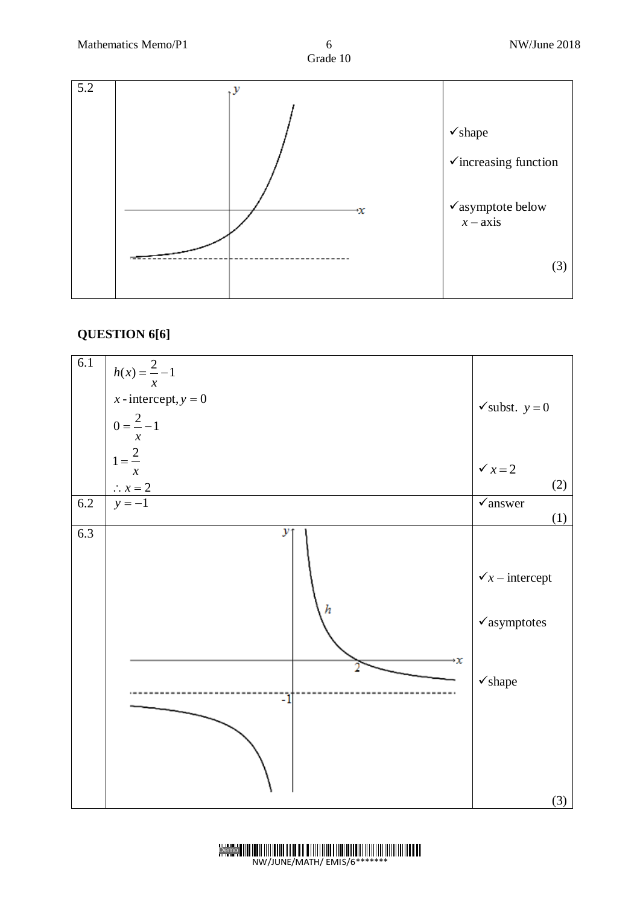| | | |
|---|---|---|
| 5.2 | y<br>x | ✓shape<br>✓increasing function<br>✓asymptote below $x$ – axis<br>(3) |

## QUESTION 6[6]

| | | |
|---|---|---|
| 6.1 | $h(x) = \frac{2}{x} - 1$<br>$x$ - intercept, $y = 0$<br>$0 = \frac{2}{x} - 1$<br>$1 = \frac{2}{x}$<br>$\therefore x = 2$ | ✓subst. $y = 0$<br>✓ $x = 2$<br>(2) |
| 6.2 | $y = -1$ | ✓answer<br>(1) |
| 6.3 | y<br>h<br>x<br>2<br>-1 | ✓$x$ – intercept<br>✓asymptotes<br>✓shape<br>(3) |